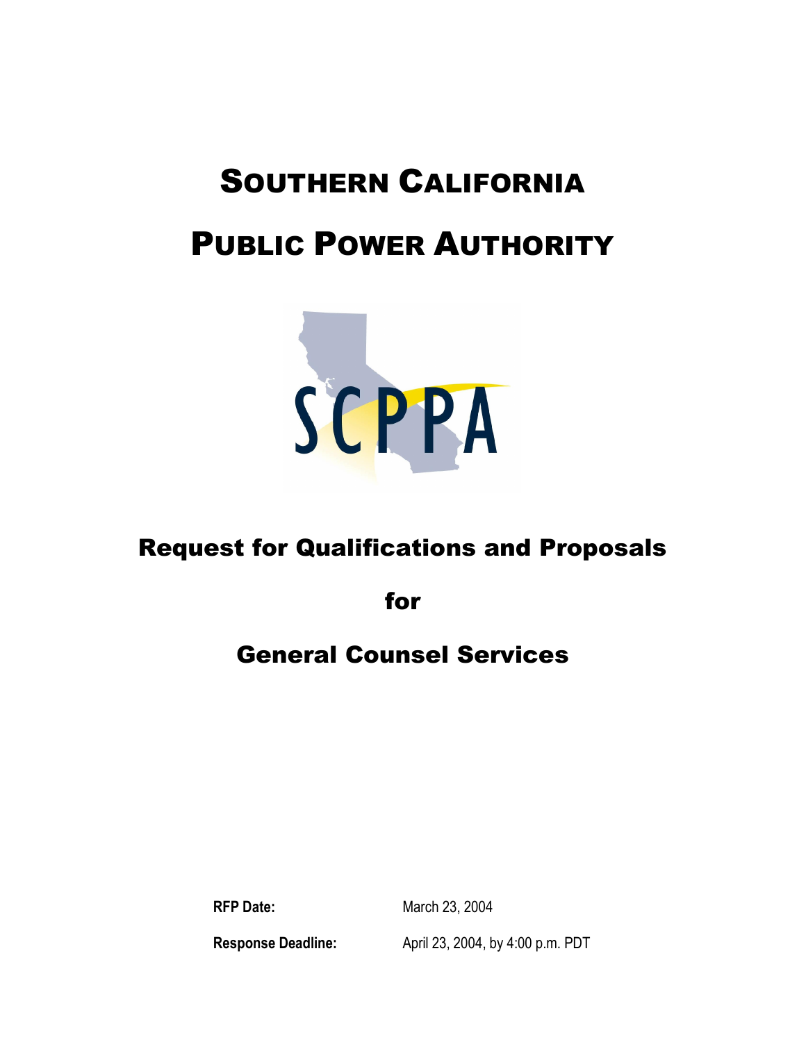# Southern California Public Power Authority

SCPPA

## Request for Qualifications and Proposals

## for

## General Counsel Services

**RFP Date:** March 23, 2004

**Response Deadline:** April 23, 2004, by 4:00 p.m. PDT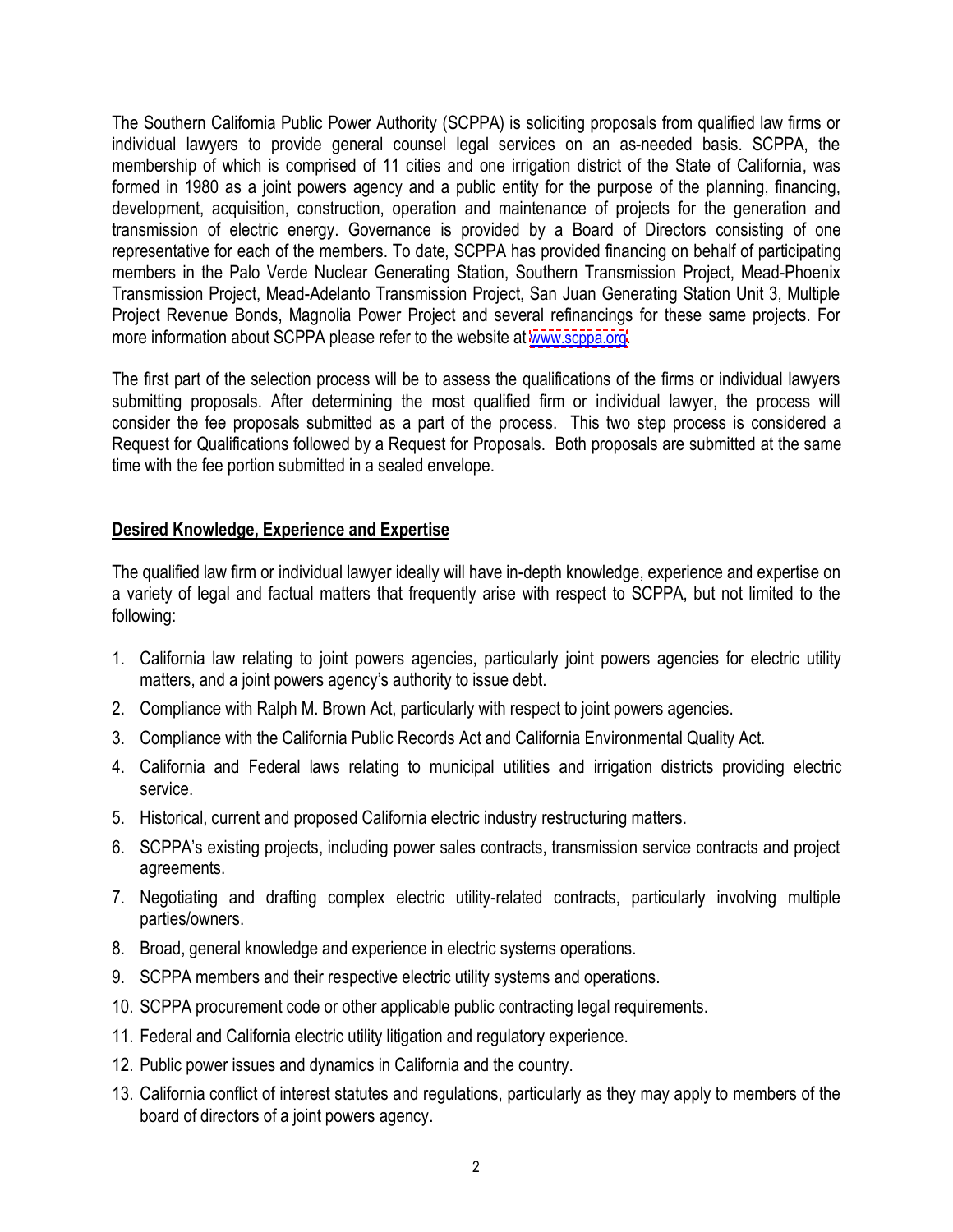The Southern California Public Power Authority (SCPPA) is soliciting proposals from qualified law firms or individual lawyers to provide general counsel legal services on an as-needed basis. SCPPA, the membership of which is comprised of 11 cities and one irrigation district of the State of California, was formed in 1980 as a joint powers agency and a public entity for the purpose of the planning, financing, development, acquisition, construction, operation and maintenance of projects for the generation and transmission of electric energy. Governance is provided by a Board of Directors consisting of one representative for each of the members. To date, SCPPA has provided financing on behalf of participating members in the Palo Verde Nuclear Generating Station, Southern Transmission Project, Mead-Phoenix Transmission Project, Mead-Adelanto Transmission Project, San Juan Generating Station Unit 3, Multiple Project Revenue Bonds, Magnolia Power Project and several refinancings for these same projects. For more information about SCPPA please refer to the website at www.scppa.org.

The first part of the selection process will be to assess the qualifications of the firms or individual lawyers submitting proposals. After determining the most qualified firm or individual lawyer, the process will consider the fee proposals submitted as a part of the process. This two step process is considered a Request for Qualifications followed by a Request for Proposals. Both proposals are submitted at the same time with the fee portion submitted in a sealed envelope.

**Desired Knowledge, Experience and Expertise**

The qualified law firm or individual lawyer ideally will have in-depth knowledge, experience and expertise on a variety of legal and factual matters that frequently arise with respect to SCPPA, but not limited to the following:

1. California law relating to joint powers agencies, particularly joint powers agencies for electric utility matters, and a joint powers agency's authority to issue debt.
2. Compliance with Ralph M. Brown Act, particularly with respect to joint powers agencies.
3. Compliance with the California Public Records Act and California Environmental Quality Act.
4. California and Federal laws relating to municipal utilities and irrigation districts providing electric service.
5. Historical, current and proposed California electric industry restructuring matters.
6. SCPPA's existing projects, including power sales contracts, transmission service contracts and project agreements.
7. Negotiating and drafting complex electric utility-related contracts, particularly involving multiple parties/owners.
8. Broad, general knowledge and experience in electric systems operations.
9. SCPPA members and their respective electric utility systems and operations.
10. SCPPA procurement code or other applicable public contracting legal requirements.
11. Federal and California electric utility litigation and regulatory experience.
12. Public power issues and dynamics in California and the country.
13. California conflict of interest statutes and regulations, particularly as they may apply to members of the board of directors of a joint powers agency.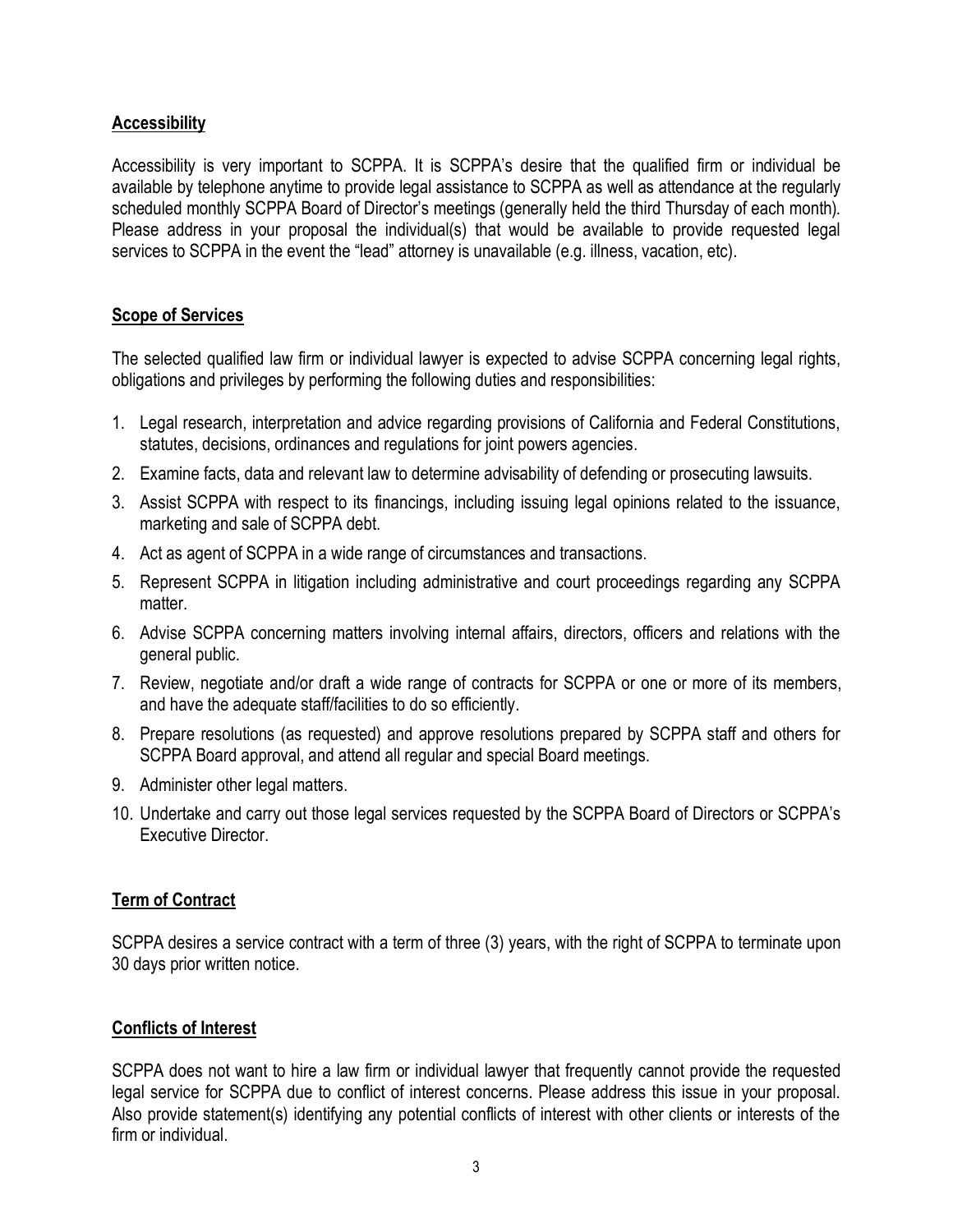**Accessibility**

Accessibility is very important to SCPPA. It is SCPPA's desire that the qualified firm or individual be available by telephone anytime to provide legal assistance to SCPPA as well as attendance at the regularly scheduled monthly SCPPA Board of Director's meetings (generally held the third Thursday of each month). Please address in your proposal the individual(s) that would be available to provide requested legal services to SCPPA in the event the "lead" attorney is unavailable (e.g. illness, vacation, etc).

**Scope of Services**

The selected qualified law firm or individual lawyer is expected to advise SCPPA concerning legal rights, obligations and privileges by performing the following duties and responsibilities:

1. Legal research, interpretation and advice regarding provisions of California and Federal Constitutions, statutes, decisions, ordinances and regulations for joint powers agencies.
2. Examine facts, data and relevant law to determine advisability of defending or prosecuting lawsuits.
3. Assist SCPPA with respect to its financings, including issuing legal opinions related to the issuance, marketing and sale of SCPPA debt.
4. Act as agent of SCPPA in a wide range of circumstances and transactions.
5. Represent SCPPA in litigation including administrative and court proceedings regarding any SCPPA matter.
6. Advise SCPPA concerning matters involving internal affairs, directors, officers and relations with the general public.
7. Review, negotiate and/or draft a wide range of contracts for SCPPA or one or more of its members, and have the adequate staff/facilities to do so efficiently.
8. Prepare resolutions (as requested) and approve resolutions prepared by SCPPA staff and others for SCPPA Board approval, and attend all regular and special Board meetings.
9. Administer other legal matters.
10. Undertake and carry out those legal services requested by the SCPPA Board of Directors or SCPPA's Executive Director.

**Term of Contract**

SCPPA desires a service contract with a term of three (3) years, with the right of SCPPA to terminate upon 30 days prior written notice.

**Conflicts of Interest**

SCPPA does not want to hire a law firm or individual lawyer that frequently cannot provide the requested legal service for SCPPA due to conflict of interest concerns. Please address this issue in your proposal. Also provide statement(s) identifying any potential conflicts of interest with other clients or interests of the firm or individual.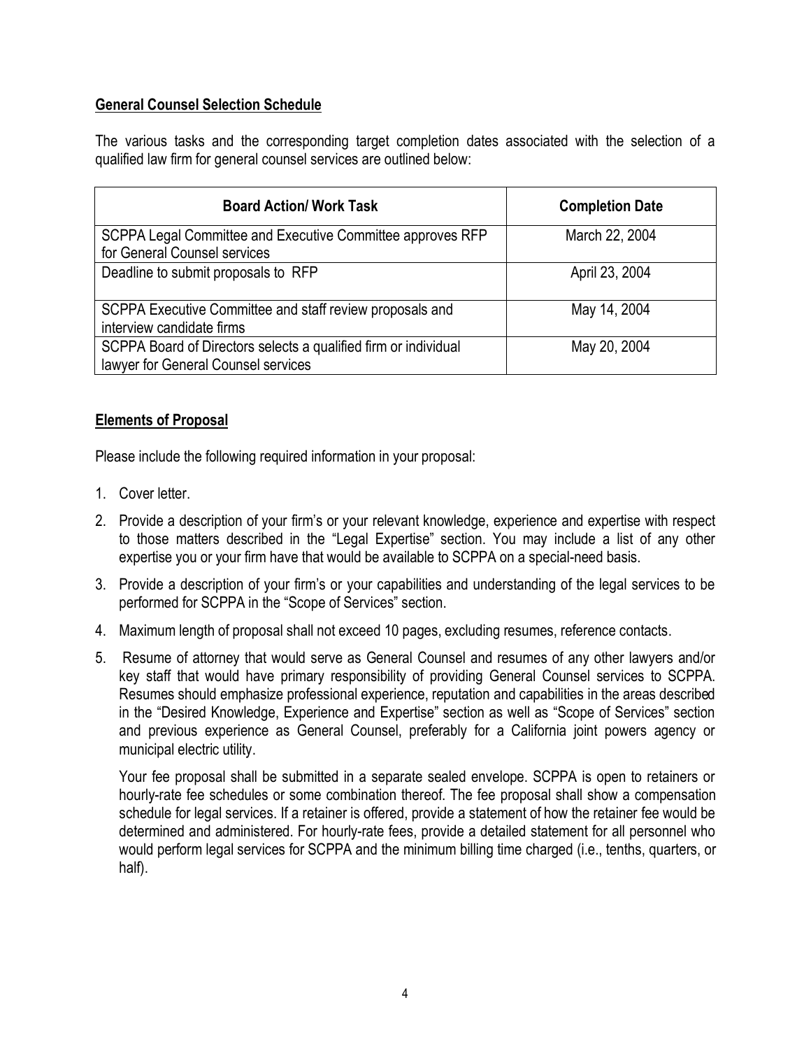**General Counsel Selection Schedule**

The various tasks and the corresponding target completion dates associated with the selection of a qualified law firm for general counsel services are outlined below:

| Board Action/ Work Task | Completion Date |
|---|---|
| SCPPA Legal Committee and Executive Committee approves RFP for General Counsel services | March 22, 2004 |
| Deadline to submit proposals to RFP | April 23, 2004 |
| SCPPA Executive Committee and staff review proposals and interview candidate firms | May 14, 2004 |
| SCPPA Board of Directors selects a qualified firm or individual lawyer for General Counsel services | May 20, 2004 |

**Elements of Proposal**

Please include the following required information in your proposal:

1. Cover letter.
2. Provide a description of your firm's or your relevant knowledge, experience and expertise with respect to those matters described in the "Legal Expertise" section. You may include a list of any other expertise you or your firm have that would be available to SCPPA on a special-need basis.
3. Provide a description of your firm's or your capabilities and understanding of the legal services to be performed for SCPPA in the "Scope of Services" section.
4. Maximum length of proposal shall not exceed 10 pages, excluding resumes, reference contacts.
5. Resume of attorney that would serve as General Counsel and resumes of any other lawyers and/or key staff that would have primary responsibility of providing General Counsel services to SCPPA. Resumes should emphasize professional experience, reputation and capabilities in the areas described in the "Desired Knowledge, Experience and Expertise" section as well as "Scope of Services" section and previous experience as General Counsel, preferably for a California joint powers agency or municipal electric utility.

   Your fee proposal shall be submitted in a separate sealed envelope. SCPPA is open to retainers or hourly-rate fee schedules or some combination thereof. The fee proposal shall show a compensation schedule for legal services. If a retainer is offered, provide a statement of how the retainer fee would be determined and administered. For hourly-rate fees, provide a detailed statement for all personnel who would perform legal services for SCPPA and the minimum billing time charged (i.e., tenths, quarters, or half).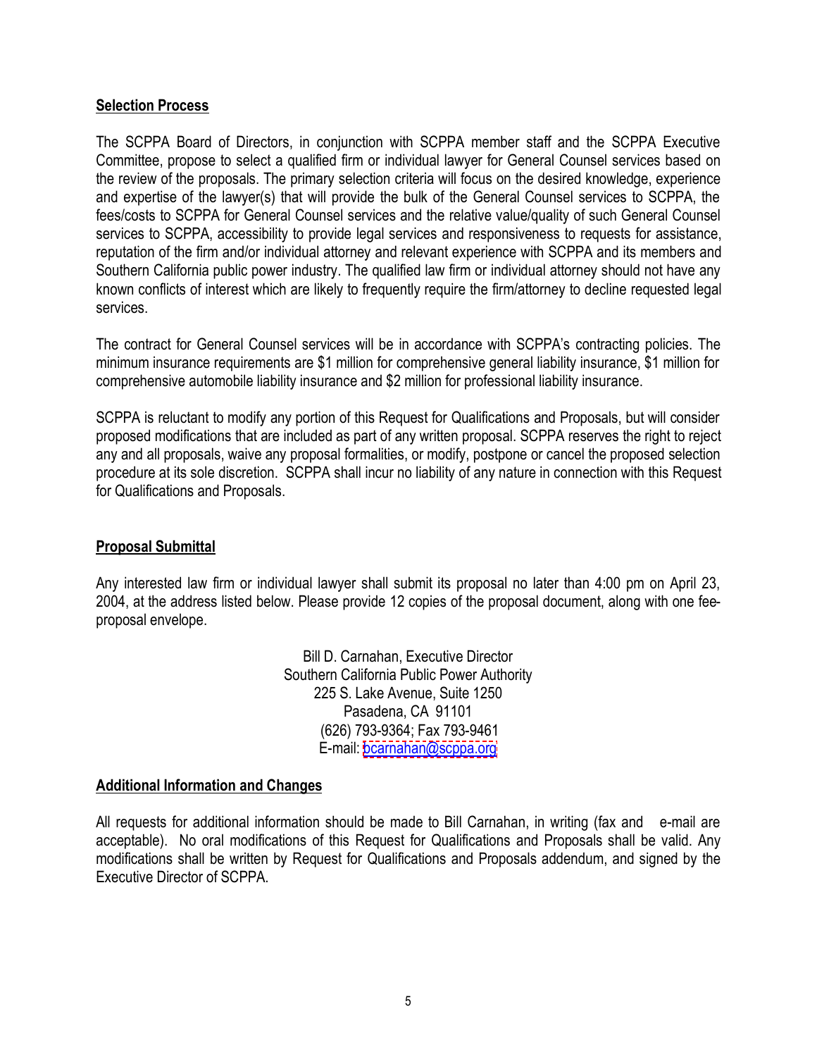**Selection Process**

The SCPPA Board of Directors, in conjunction with SCPPA member staff and the SCPPA Executive Committee, propose to select a qualified firm or individual lawyer for General Counsel services based on the review of the proposals. The primary selection criteria will focus on the desired knowledge, experience and expertise of the lawyer(s) that will provide the bulk of the General Counsel services to SCPPA, the fees/costs to SCPPA for General Counsel services and the relative value/quality of such General Counsel services to SCPPA, accessibility to provide legal services and responsiveness to requests for assistance, reputation of the firm and/or individual attorney and relevant experience with SCPPA and its members and Southern California public power industry. The qualified law firm or individual attorney should not have any known conflicts of interest which are likely to frequently require the firm/attorney to decline requested legal services.

The contract for General Counsel services will be in accordance with SCPPA's contracting policies. The minimum insurance requirements are $1 million for comprehensive general liability insurance, $1 million for comprehensive automobile liability insurance and $2 million for professional liability insurance.

SCPPA is reluctant to modify any portion of this Request for Qualifications and Proposals, but will consider proposed modifications that are included as part of any written proposal. SCPPA reserves the right to reject any and all proposals, waive any proposal formalities, or modify, postpone or cancel the proposed selection procedure at its sole discretion. SCPPA shall incur no liability of any nature in connection with this Request for Qualifications and Proposals.

**Proposal Submittal**

Any interested law firm or individual lawyer shall submit its proposal no later than 4:00 pm on April 23, 2004, at the address listed below. Please provide 12 copies of the proposal document, along with one fee-proposal envelope.

Bill D. Carnahan, Executive Director
Southern California Public Power Authority
225 S. Lake Avenue, Suite 1250
Pasadena, CA 91101
(626) 793-9364; Fax 793-9461
E-mail: bcarnahan@scppa.org

**Additional Information and Changes**

All requests for additional information should be made to Bill Carnahan, in writing (fax and e-mail are acceptable). No oral modifications of this Request for Qualifications and Proposals shall be valid. Any modifications shall be written by Request for Qualifications and Proposals addendum, and signed by the Executive Director of SCPPA.